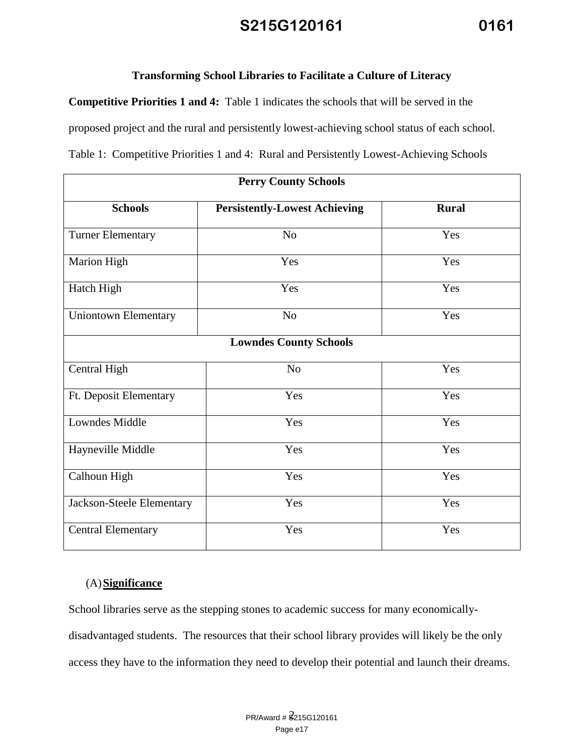## Transforming School Libraries to Facilitate a Culture of Literacy

**Competitive Priorities 1 and 4:** Table 1 indicates the schools that will be served in the proposed project and the rural and persistently lowest-achieving school status of each school.

Table 1: Competitive Priorities 1 and 4: Rural and Persistently Lowest-Achieving Schools

| Perry County Schools | | |
|---|---|---|
| **Schools** | **Persistently-Lowest Achieving** | **Rural** |
| Turner Elementary | No | Yes |
| Marion High | Yes | Yes |
| Hatch High | Yes | Yes |
| Uniontown Elementary | No | Yes |
| **Lowndes County Schools** | | |
| Central High | No | Yes |
| Ft. Deposit Elementary | Yes | Yes |
| Lowndes Middle | Yes | Yes |
| Hayneville Middle | Yes | Yes |
| Calhoun High | Yes | Yes |
| Jackson-Steele Elementary | Yes | Yes |
| Central Elementary | Yes | Yes |

### (A) Significance

School libraries serve as the stepping stones to academic success for many economically-disadvantaged students. The resources that their school library provides will likely be the only access they have to the information they need to develop their potential and launch their dreams.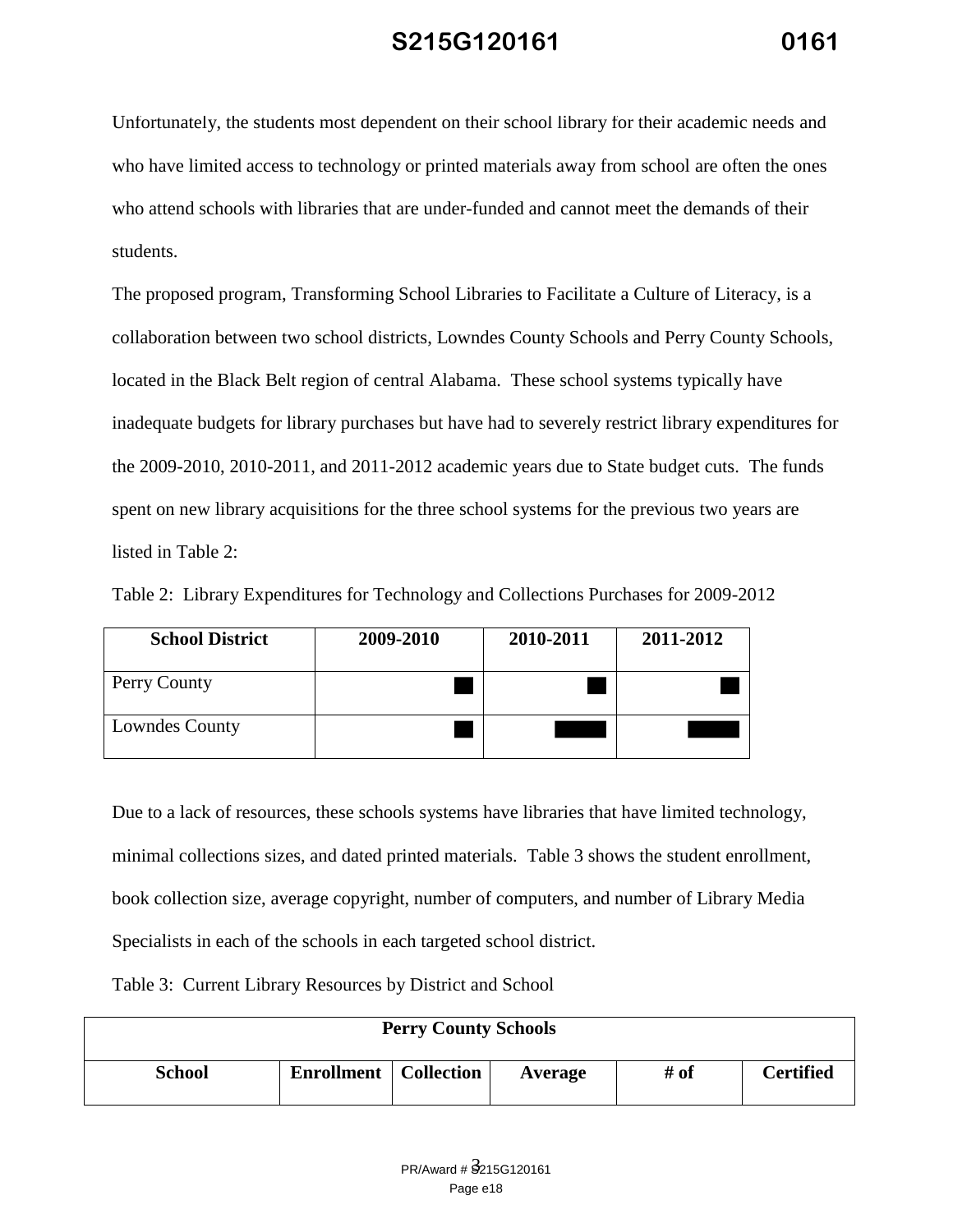Unfortunately, the students most dependent on their school library for their academic needs and who have limited access to technology or printed materials away from school are often the ones who attend schools with libraries that are under-funded and cannot meet the demands of their students.

The proposed program, Transforming School Libraries to Facilitate a Culture of Literacy, is a collaboration between two school districts, Lowndes County Schools and Perry County Schools, located in the Black Belt region of central Alabama. These school systems typically have inadequate budgets for library purchases but have had to severely restrict library expenditures for the 2009-2010, 2010-2011, and 2011-2012 academic years due to State budget cuts. The funds spent on new library acquisitions for the three school systems for the previous two years are listed in Table 2:

Table 2: Library Expenditures for Technology and Collections Purchases for 2009-2012

| School District | 2009-2010 | 2010-2011 | 2011-2012 |
|---|---|---|---|
| Perry County | | | |
| Lowndes County | | | |

Due to a lack of resources, these schools systems have libraries that have limited technology, minimal collections sizes, and dated printed materials. Table 3 shows the student enrollment, book collection size, average copyright, number of computers, and number of Library Media Specialists in each of the schools in each targeted school district.

Table 3: Current Library Resources by District and School

| Perry County Schools | | | | | |
|---|---|---|---|---|---|
| **School** | **Enrollment** | **Collection** | **Average** | **# of** | **Certified** |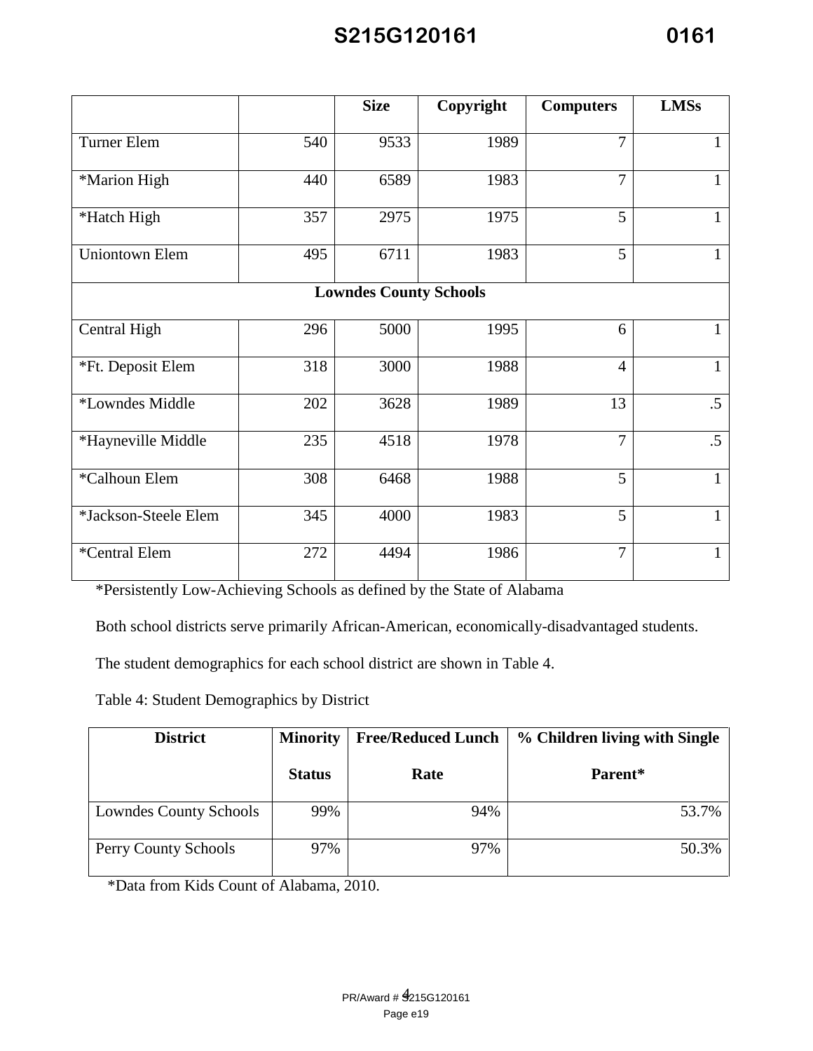|  |  | Size | Copyright | Computers | LMSs |
|---|---|---|---|---|---|
| Turner Elem | 540 | 9533 | 1989 | 7 | 1 |
| *Marion High | 440 | 6589 | 1983 | 7 | 1 |
| *Hatch High | 357 | 2975 | 1975 | 5 | 1 |
| Uniontown Elem | 495 | 6711 | 1983 | 5 | 1 |
| **Lowndes County Schools** |  |  |  |  |  |
| Central High | 296 | 5000 | 1995 | 6 | 1 |
| *Ft. Deposit Elem | 318 | 3000 | 1988 | 4 | 1 |
| *Lowndes Middle | 202 | 3628 | 1989 | 13 | .5 |
| *Hayneville Middle | 235 | 4518 | 1978 | 7 | .5 |
| *Calhoun Elem | 308 | 6468 | 1988 | 5 | 1 |
| *Jackson-Steele Elem | 345 | 4000 | 1983 | 5 | 1 |
| *Central Elem | 272 | 4494 | 1986 | 7 | 1 |

*Persistently Low-Achieving Schools as defined by the State of Alabama

Both school districts serve primarily African-American, economically-disadvantaged students.

The student demographics for each school district are shown in Table 4.

Table 4: Student Demographics by District

| District | Minority Status | Free/Reduced Lunch Rate | % Children living with Single Parent* |
|---|---|---|---|
| Lowndes County Schools | 99% | 94% | 53.7% |
| Perry County Schools | 97% | 97% | 50.3% |

*Data from Kids Count of Alabama, 2010.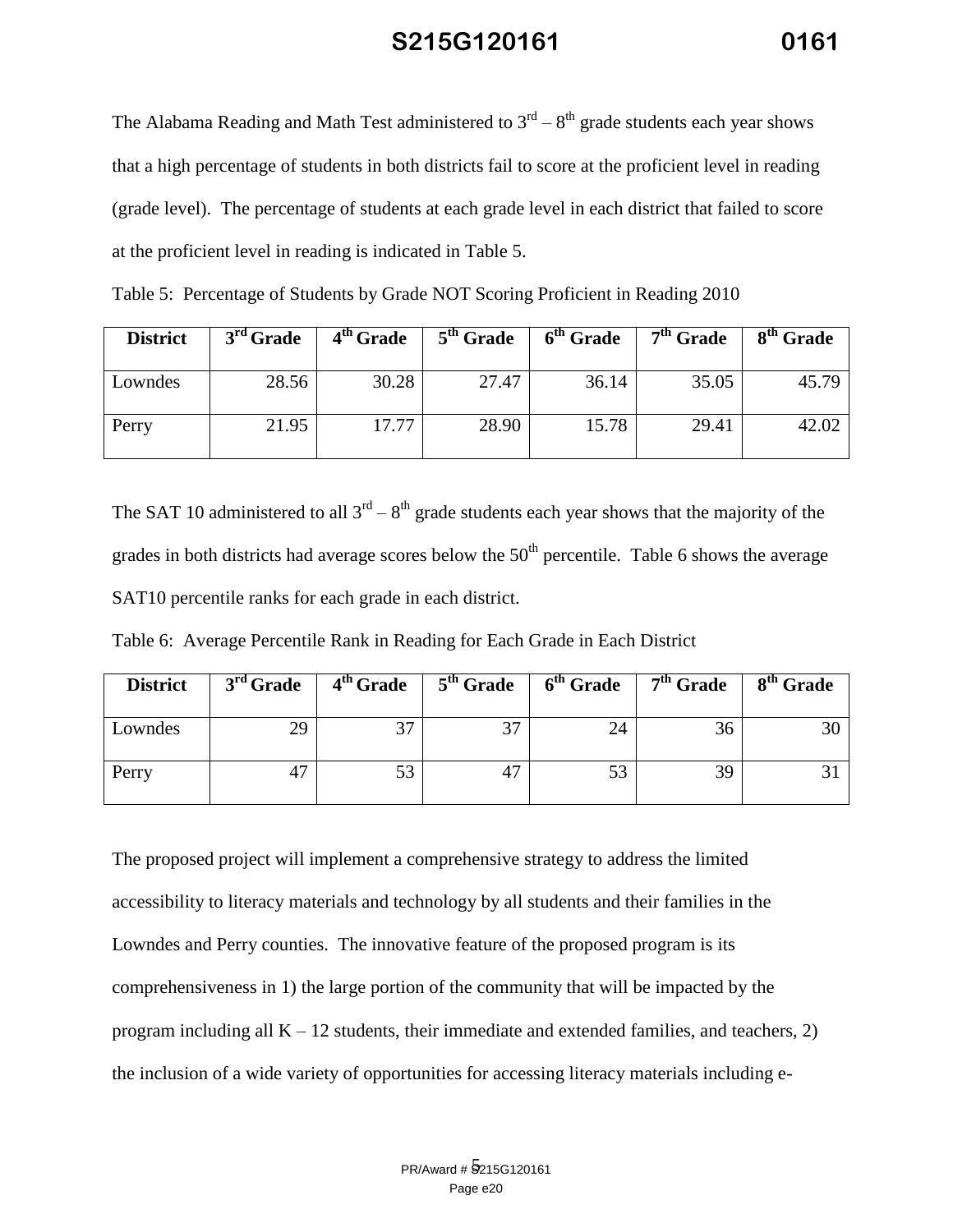The Alabama Reading and Math Test administered to 3rd – 8th grade students each year shows that a high percentage of students in both districts fail to score at the proficient level in reading (grade level). The percentage of students at each grade level in each district that failed to score at the proficient level in reading is indicated in Table 5.

Table 5: Percentage of Students by Grade NOT Scoring Proficient in Reading 2010

| District | 3rd Grade | 4th Grade | 5th Grade | 6th Grade | 7th Grade | 8th Grade |
| --- | --- | --- | --- | --- | --- | --- |
| Lowndes | 28.56 | 30.28 | 27.47 | 36.14 | 35.05 | 45.79 |
| Perry | 21.95 | 17.77 | 28.90 | 15.78 | 29.41 | 42.02 |

The SAT 10 administered to all 3rd – 8th grade students each year shows that the majority of the grades in both districts had average scores below the 50th percentile. Table 6 shows the average SAT10 percentile ranks for each grade in each district.

Table 6: Average Percentile Rank in Reading for Each Grade in Each District

| District | 3rd Grade | 4th Grade | 5th Grade | 6th Grade | 7th Grade | 8th Grade |
| --- | --- | --- | --- | --- | --- | --- |
| Lowndes | 29 | 37 | 37 | 24 | 36 | 30 |
| Perry | 47 | 53 | 47 | 53 | 39 | 31 |

The proposed project will implement a comprehensive strategy to address the limited accessibility to literacy materials and technology by all students and their families in the Lowndes and Perry counties. The innovative feature of the proposed program is its comprehensiveness in 1) the large portion of the community that will be impacted by the program including all K – 12 students, their immediate and extended families, and teachers, 2) the inclusion of a wide variety of opportunities for accessing literacy materials including e-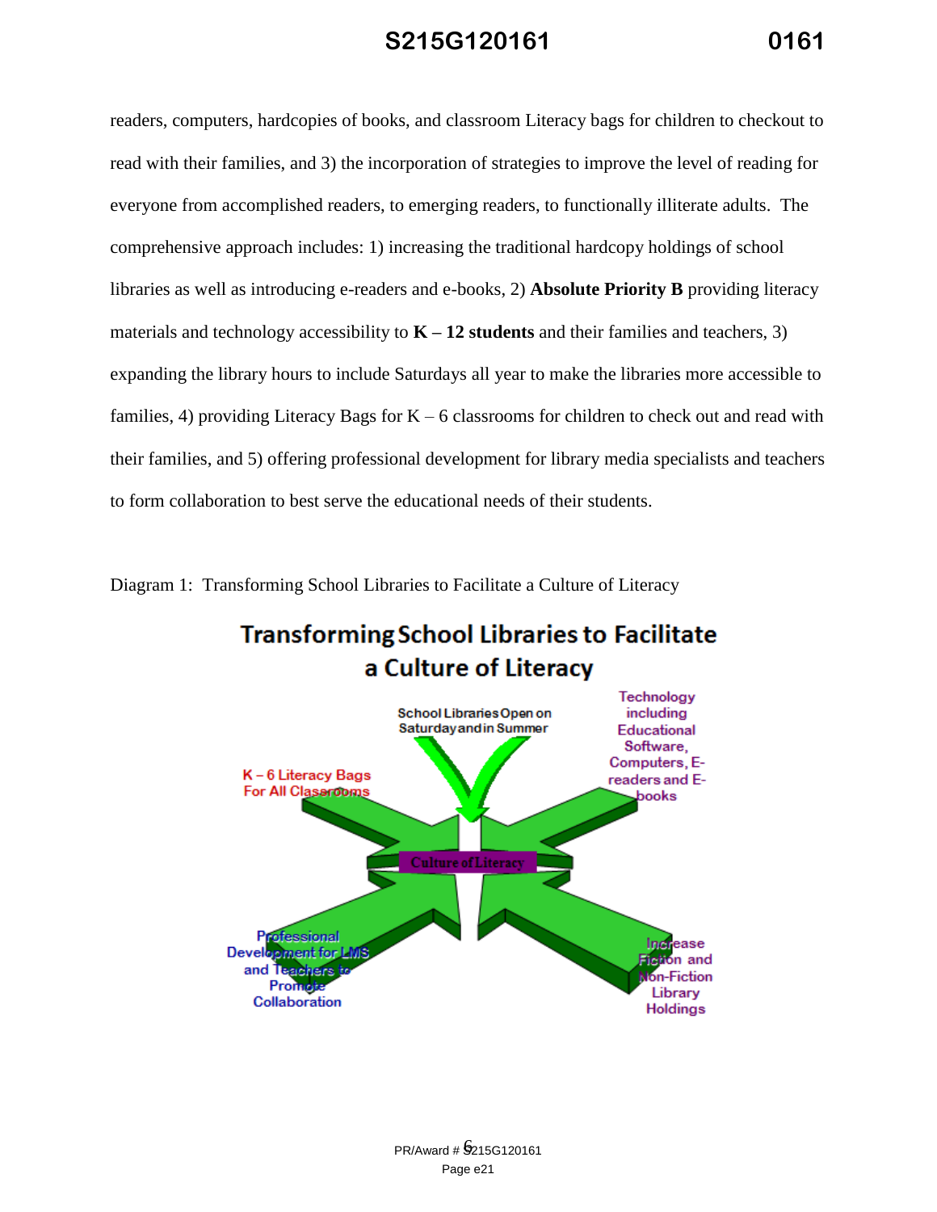readers, computers, hardcopies of books, and classroom Literacy bags for children to checkout to read with their families, and 3) the incorporation of strategies to improve the level of reading for everyone from accomplished readers, to emerging readers, to functionally illiterate adults. The comprehensive approach includes: 1) increasing the traditional hardcopy holdings of school libraries as well as introducing e-readers and e-books, 2) **Absolute Priority B** providing literacy materials and technology accessibility to **K – 12 students** and their families and teachers, 3) expanding the library hours to include Saturdays all year to make the libraries more accessible to families, 4) providing Literacy Bags for K – 6 classrooms for children to check out and read with their families, and 5) offering professional development for library media specialists and teachers to form collaboration to best serve the educational needs of their students.

Diagram 1: Transforming School Libraries to Facilitate a Culture of Literacy

**Transforming School Libraries to Facilitate a Culture of Literacy**

- School Libraries Open on Saturday and in Summer
- Technology including Educational Software, Computers, E-readers and E-books
- K – 6 Literacy Bags For All Classrooms
- Culture of Literacy
- Professional Development for LMS and Teachers to Promote Collaboration
- Increase Fiction and Non-Fiction Library Holdings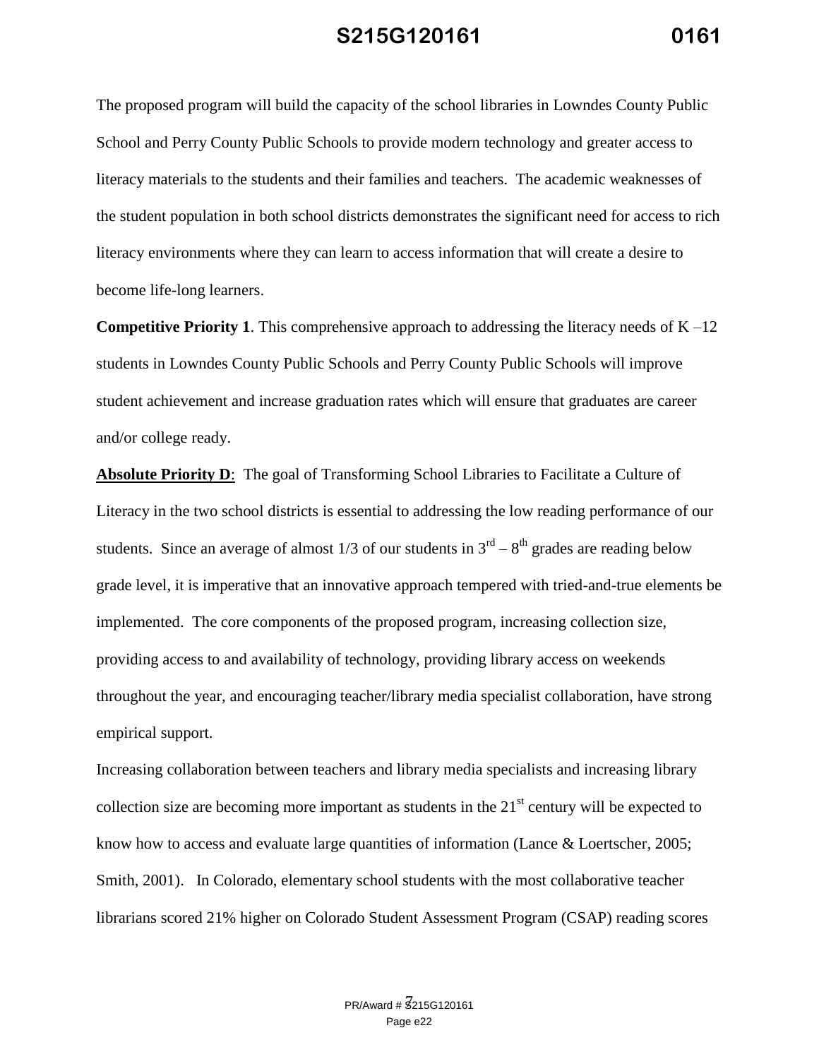The proposed program will build the capacity of the school libraries in Lowndes County Public School and Perry County Public Schools to provide modern technology and greater access to literacy materials to the students and their families and teachers. The academic weaknesses of the student population in both school districts demonstrates the significant need for access to rich literacy environments where they can learn to access information that will create a desire to become life-long learners.

**Competitive Priority 1**. This comprehensive approach to addressing the literacy needs of K –12 students in Lowndes County Public Schools and Perry County Public Schools will improve student achievement and increase graduation rates which will ensure that graduates are career and/or college ready.

**Absolute Priority D**: The goal of Transforming School Libraries to Facilitate a Culture of Literacy in the two school districts is essential to addressing the low reading performance of our students. Since an average of almost 1/3 of our students in 3rd – 8th grades are reading below grade level, it is imperative that an innovative approach tempered with tried-and-true elements be implemented. The core components of the proposed program, increasing collection size, providing access to and availability of technology, providing library access on weekends throughout the year, and encouraging teacher/library media specialist collaboration, have strong empirical support.

Increasing collaboration between teachers and library media specialists and increasing library collection size are becoming more important as students in the 21st century will be expected to know how to access and evaluate large quantities of information (Lance & Loertscher, 2005; Smith, 2001). In Colorado, elementary school students with the most collaborative teacher librarians scored 21% higher on Colorado Student Assessment Program (CSAP) reading scores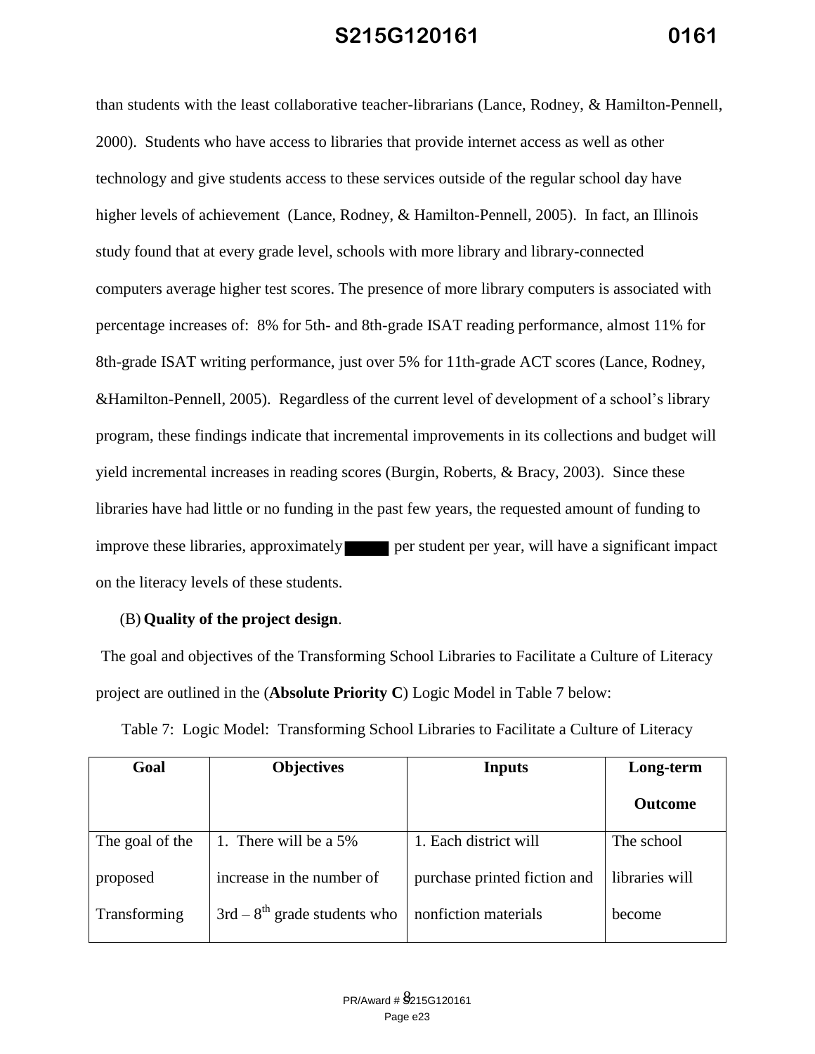than students with the least collaborative teacher-librarians (Lance, Rodney, & Hamilton-Pennell, 2000). Students who have access to libraries that provide internet access as well as other technology and give students access to these services outside of the regular school day have higher levels of achievement (Lance, Rodney, & Hamilton-Pennell, 2005). In fact, an Illinois study found that at every grade level, schools with more library and library-connected computers average higher test scores. The presence of more library computers is associated with percentage increases of: 8% for 5th- and 8th-grade ISAT reading performance, almost 11% for 8th-grade ISAT writing performance, just over 5% for 11th-grade ACT scores (Lance, Rodney, &Hamilton-Pennell, 2005). Regardless of the current level of development of a school's library program, these findings indicate that incremental improvements in its collections and budget will yield incremental increases in reading scores (Burgin, Roberts, & Bracy, 2003). Since these libraries have had little or no funding in the past few years, the requested amount of funding to improve these libraries, approximately ████ per student per year, will have a significant impact on the literacy levels of these students.

(B) **Quality of the project design**.

The goal and objectives of the Transforming School Libraries to Facilitate a Culture of Literacy project are outlined in the (**Absolute Priority C**) Logic Model in Table 7 below:

Table 7: Logic Model: Transforming School Libraries to Facilitate a Culture of Literacy

| Goal | Objectives | Inputs | Long-term Outcome |
|---|---|---|---|
| The goal of the proposed Transforming | 1. There will be a 5% increase in the number of 3rd – 8th grade students who | 1. Each district will purchase printed fiction and nonfiction materials | The school libraries will become |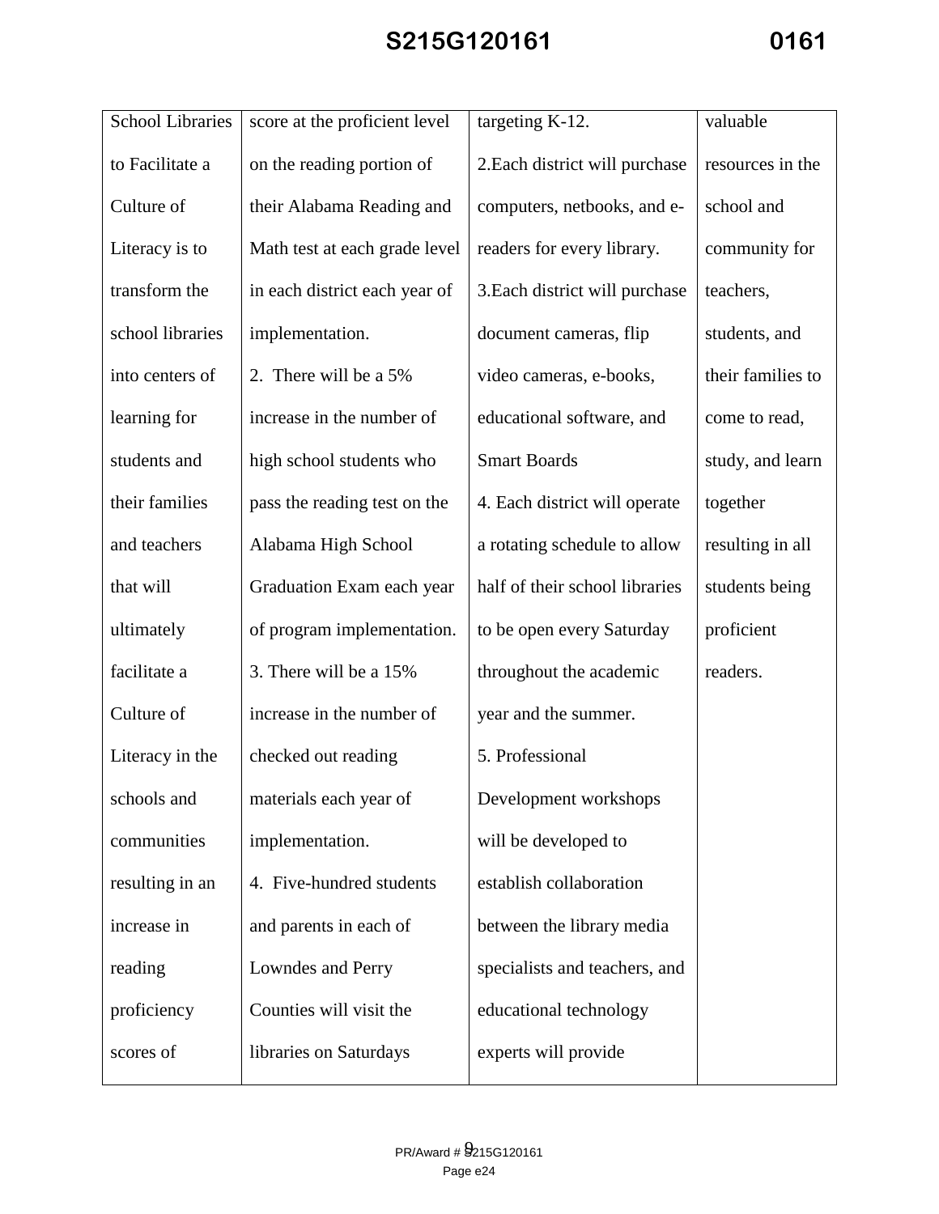| | | | |
|---|---|---|---|
| School Libraries to Facilitate a Culture of Literacy is to transform the school libraries into centers of learning for students and their families and teachers that will ultimately facilitate a Culture of Literacy in the schools and communities resulting in an increase in reading proficiency scores of | score at the proficient level on the reading portion of their Alabama Reading and Math test at each grade level in each district each year of implementation.<br>2. There will be a 5% increase in the number of high school students who pass the reading test on the Alabama High School Graduation Exam each year of program implementation.<br>3. There will be a 15% increase in the number of checked out reading materials each year of implementation.<br>4. Five-hundred students and parents in each of Lowndes and Perry Counties will visit the libraries on Saturdays | targeting K-12.<br>2.Each district will purchase computers, netbooks, and e-readers for every library.<br>3.Each district will purchase document cameras, flip video cameras, e-books, educational software, and Smart Boards<br>4. Each district will operate a rotating schedule to allow half of their school libraries to be open every Saturday throughout the academic year and the summer.<br>5. Professional Development workshops will be developed to establish collaboration between the library media specialists and teachers, and educational technology experts will provide | valuable resources in the school and community for teachers, students, and their families to come to read, study, and learn together resulting in all students being proficient readers. |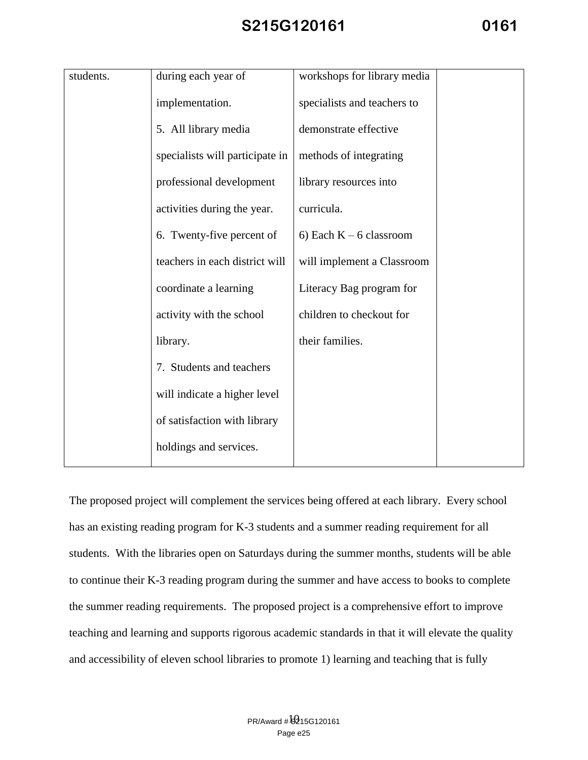| | | | |
|---|---|---|---|
| students. | during each year of implementation.<br>5. All library media specialists will participate in professional development activities during the year.<br>6. Twenty-five percent of teachers in each district will coordinate a learning activity with the school library.<br>7. Students and teachers will indicate a higher level of satisfaction with library holdings and services. | workshops for library media specialists and teachers to demonstrate effective methods of integrating library resources into curricula.<br>6) Each K – 6 classroom will implement a Classroom Literacy Bag program for children to checkout for their families. | |

The proposed project will complement the services being offered at each library. Every school has an existing reading program for K-3 students and a summer reading requirement for all students. With the libraries open on Saturdays during the summer months, students will be able to continue their K-3 reading program during the summer and have access to books to complete the summer reading requirements. The proposed project is a comprehensive effort to improve teaching and learning and supports rigorous academic standards in that it will elevate the quality and accessibility of eleven school libraries to promote 1) learning and teaching that is fully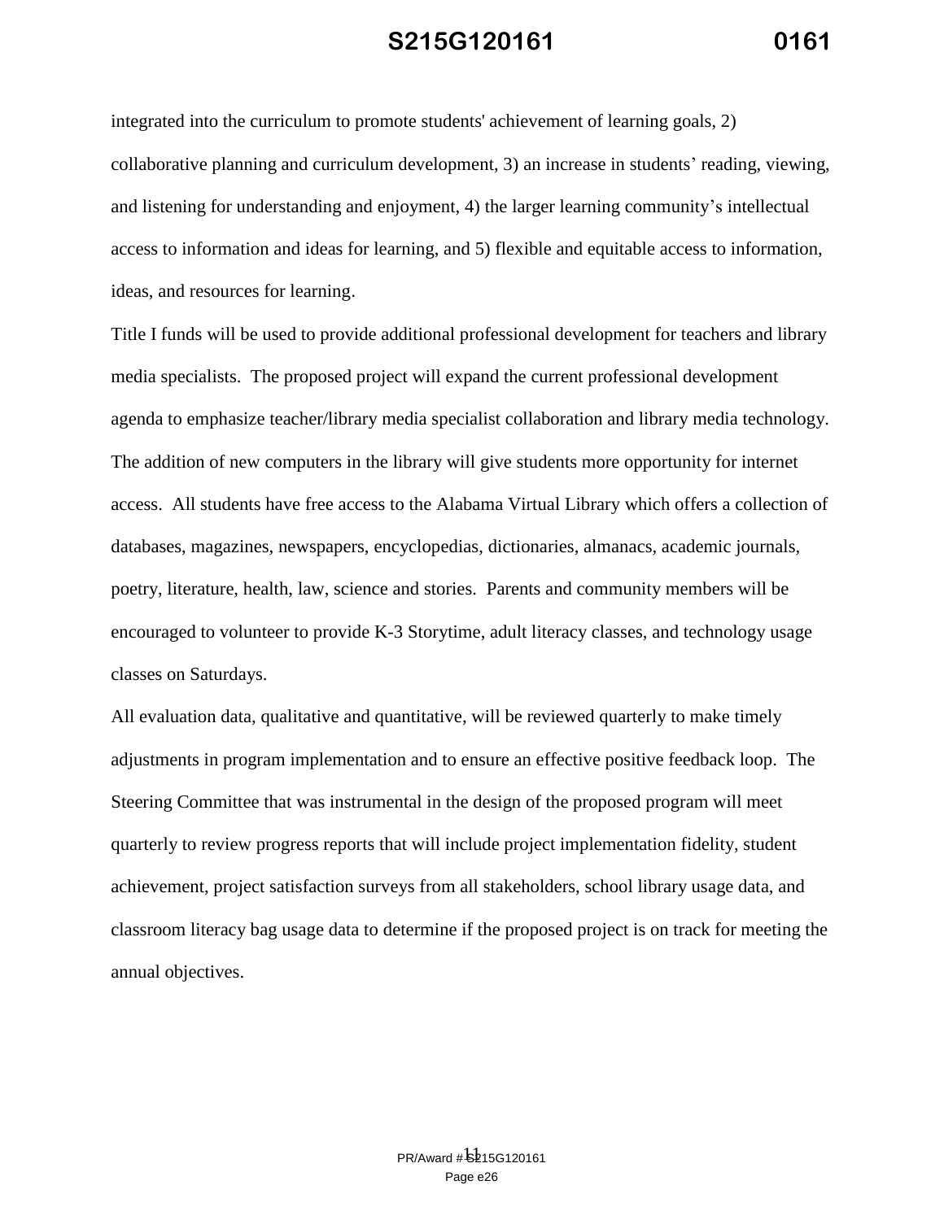integrated into the curriculum to promote students' achievement of learning goals, 2) collaborative planning and curriculum development, 3) an increase in students' reading, viewing, and listening for understanding and enjoyment, 4) the larger learning community's intellectual access to information and ideas for learning, and 5) flexible and equitable access to information, ideas, and resources for learning.

Title I funds will be used to provide additional professional development for teachers and library media specialists. The proposed project will expand the current professional development agenda to emphasize teacher/library media specialist collaboration and library media technology. The addition of new computers in the library will give students more opportunity for internet access. All students have free access to the Alabama Virtual Library which offers a collection of databases, magazines, newspapers, encyclopedias, dictionaries, almanacs, academic journals, poetry, literature, health, law, science and stories. Parents and community members will be encouraged to volunteer to provide K-3 Storytime, adult literacy classes, and technology usage classes on Saturdays.

All evaluation data, qualitative and quantitative, will be reviewed quarterly to make timely adjustments in program implementation and to ensure an effective positive feedback loop. The Steering Committee that was instrumental in the design of the proposed program will meet quarterly to review progress reports that will include project implementation fidelity, student achievement, project satisfaction surveys from all stakeholders, school library usage data, and classroom literacy bag usage data to determine if the proposed project is on track for meeting the annual objectives.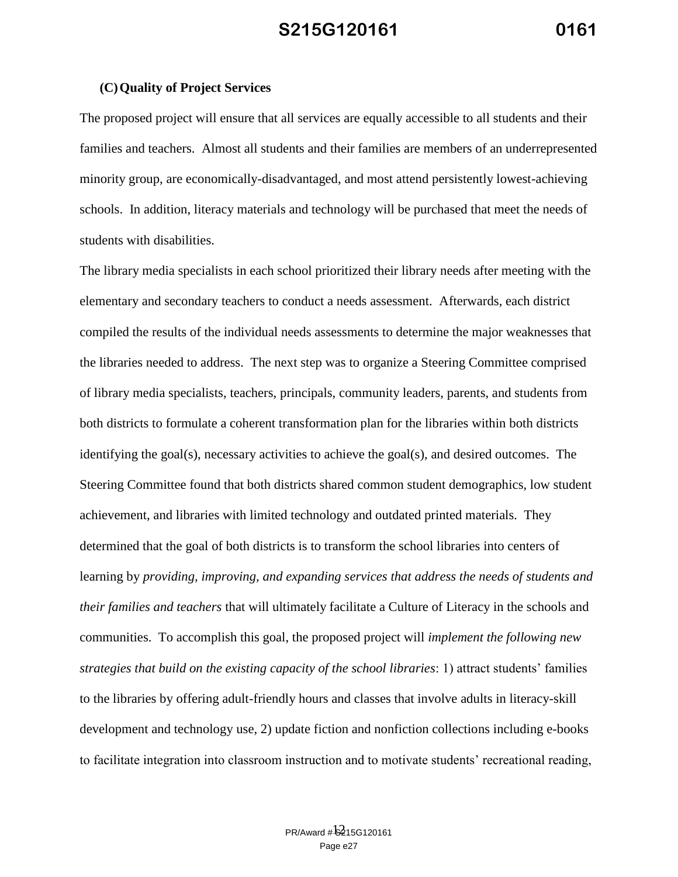### (C) Quality of Project Services

The proposed project will ensure that all services are equally accessible to all students and their families and teachers. Almost all students and their families are members of an underrepresented minority group, are economically-disadvantaged, and most attend persistently lowest-achieving schools. In addition, literacy materials and technology will be purchased that meet the needs of students with disabilities.

The library media specialists in each school prioritized their library needs after meeting with the elementary and secondary teachers to conduct a needs assessment. Afterwards, each district compiled the results of the individual needs assessments to determine the major weaknesses that the libraries needed to address. The next step was to organize a Steering Committee comprised of library media specialists, teachers, principals, community leaders, parents, and students from both districts to formulate a coherent transformation plan for the libraries within both districts identifying the goal(s), necessary activities to achieve the goal(s), and desired outcomes. The Steering Committee found that both districts shared common student demographics, low student achievement, and libraries with limited technology and outdated printed materials. They determined that the goal of both districts is to transform the school libraries into centers of learning by *providing, improving, and expanding services that address the needs of students and their families and teachers* that will ultimately facilitate a Culture of Literacy in the schools and communities. To accomplish this goal, the proposed project will *implement the following new strategies that build on the existing capacity of the school libraries*: 1) attract students' families to the libraries by offering adult-friendly hours and classes that involve adults in literacy-skill development and technology use, 2) update fiction and nonfiction collections including e-books to facilitate integration into classroom instruction and to motivate students' recreational reading,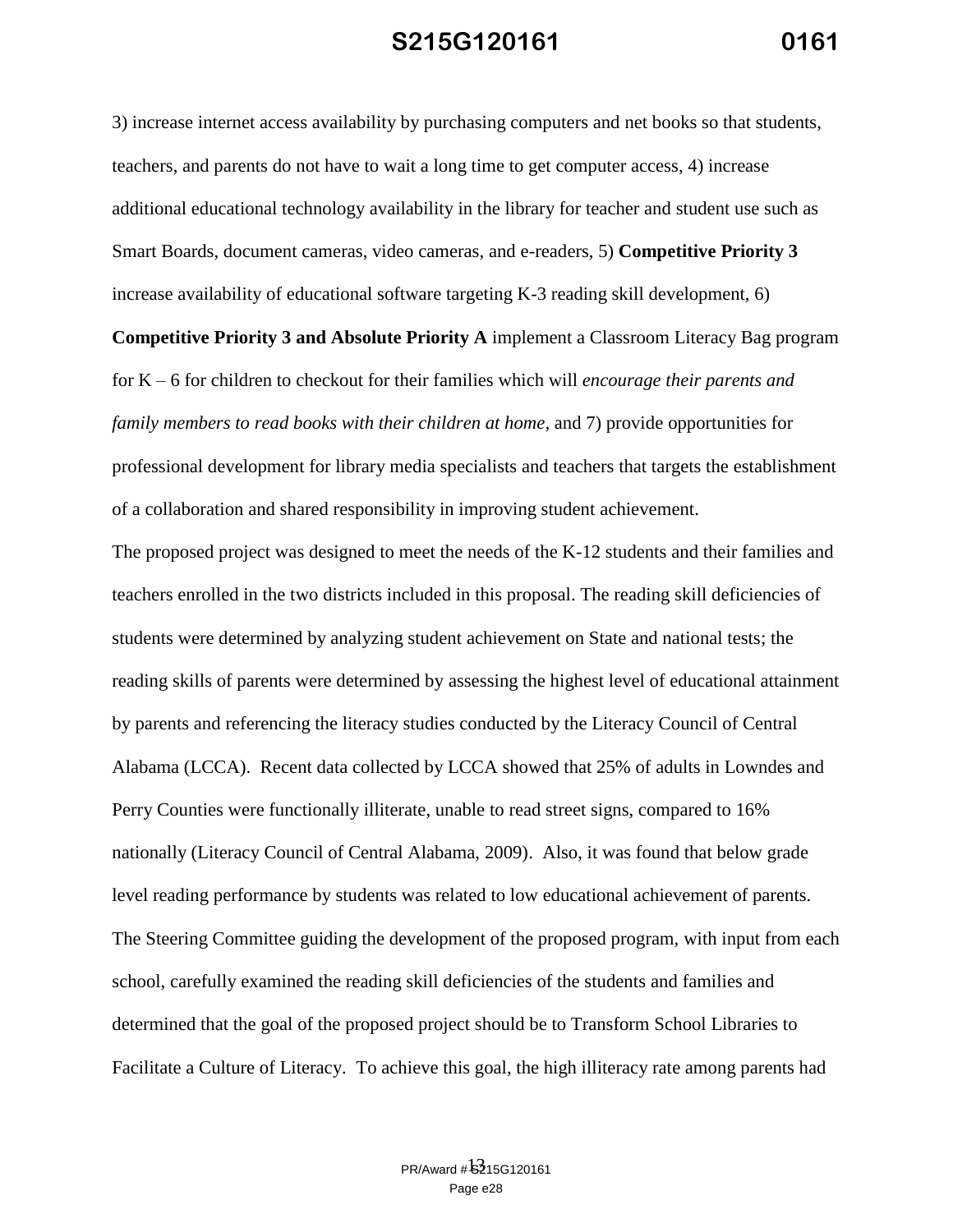3) increase internet access availability by purchasing computers and net books so that students, teachers, and parents do not have to wait a long time to get computer access, 4) increase additional educational technology availability in the library for teacher and student use such as Smart Boards, document cameras, video cameras, and e-readers, 5) **Competitive Priority 3** increase availability of educational software targeting K-3 reading skill development, 6) **Competitive Priority 3 and Absolute Priority A** implement a Classroom Literacy Bag program for K – 6 for children to checkout for their families which will *encourage their parents and family members to read books with their children at home,* and 7) provide opportunities for professional development for library media specialists and teachers that targets the establishment of a collaboration and shared responsibility in improving student achievement.

The proposed project was designed to meet the needs of the K-12 students and their families and teachers enrolled in the two districts included in this proposal. The reading skill deficiencies of students were determined by analyzing student achievement on State and national tests; the reading skills of parents were determined by assessing the highest level of educational attainment by parents and referencing the literacy studies conducted by the Literacy Council of Central Alabama (LCCA). Recent data collected by LCCA showed that 25% of adults in Lowndes and Perry Counties were functionally illiterate, unable to read street signs, compared to 16% nationally (Literacy Council of Central Alabama, 2009). Also, it was found that below grade level reading performance by students was related to low educational achievement of parents. The Steering Committee guiding the development of the proposed program, with input from each school, carefully examined the reading skill deficiencies of the students and families and determined that the goal of the proposed project should be to Transform School Libraries to Facilitate a Culture of Literacy. To achieve this goal, the high illiteracy rate among parents had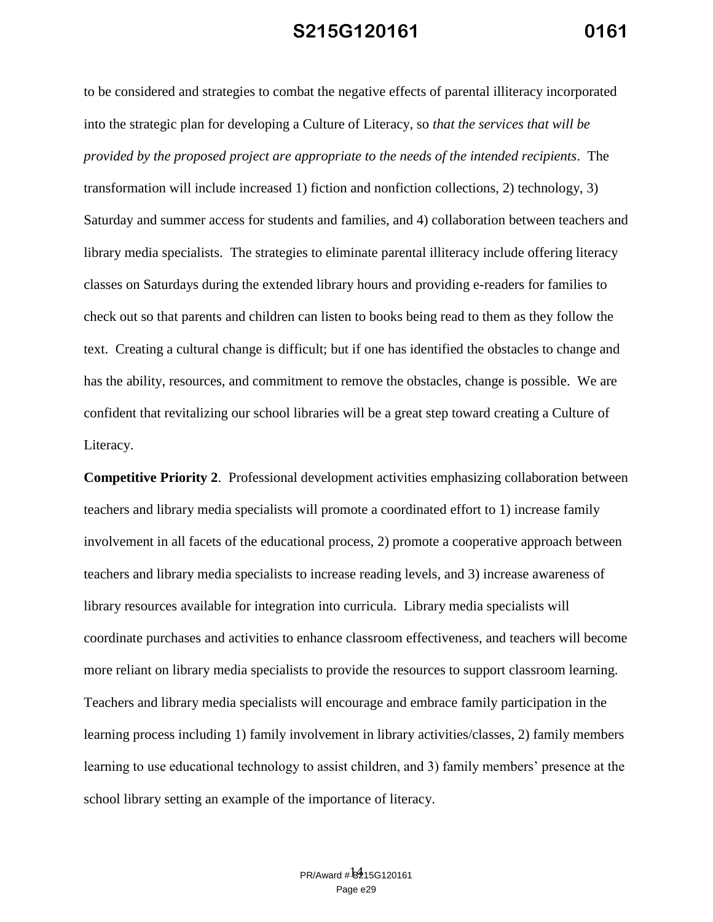to be considered and strategies to combat the negative effects of parental illiteracy incorporated into the strategic plan for developing a Culture of Literacy, so *that the services that will be provided by the proposed project are appropriate to the needs of the intended recipients*. The transformation will include increased 1) fiction and nonfiction collections, 2) technology, 3) Saturday and summer access for students and families, and 4) collaboration between teachers and library media specialists. The strategies to eliminate parental illiteracy include offering literacy classes on Saturdays during the extended library hours and providing e-readers for families to check out so that parents and children can listen to books being read to them as they follow the text. Creating a cultural change is difficult; but if one has identified the obstacles to change and has the ability, resources, and commitment to remove the obstacles, change is possible. We are confident that revitalizing our school libraries will be a great step toward creating a Culture of Literacy.

**Competitive Priority 2**. Professional development activities emphasizing collaboration between teachers and library media specialists will promote a coordinated effort to 1) increase family involvement in all facets of the educational process, 2) promote a cooperative approach between teachers and library media specialists to increase reading levels, and 3) increase awareness of library resources available for integration into curricula. Library media specialists will coordinate purchases and activities to enhance classroom effectiveness, and teachers will become more reliant on library media specialists to provide the resources to support classroom learning. Teachers and library media specialists will encourage and embrace family participation in the learning process including 1) family involvement in library activities/classes, 2) family members learning to use educational technology to assist children, and 3) family members' presence at the school library setting an example of the importance of literacy.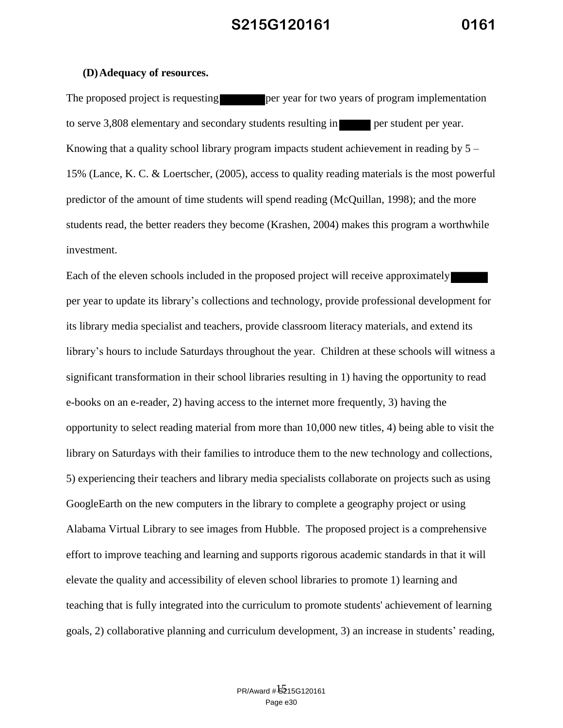**(D) Adequacy of resources.**

The proposed project is requesting [redacted] per year for two years of program implementation to serve 3,808 elementary and secondary students resulting in [redacted] per student per year. Knowing that a quality school library program impacts student achievement in reading by 5 – 15% (Lance, K. C. & Loertscher, (2005), access to quality reading materials is the most powerful predictor of the amount of time students will spend reading (McQuillan, 1998); and the more students read, the better readers they become (Krashen, 2004) makes this program a worthwhile investment.

Each of the eleven schools included in the proposed project will receive approximately [redacted] per year to update its library's collections and technology, provide professional development for its library media specialist and teachers, provide classroom literacy materials, and extend its library's hours to include Saturdays throughout the year. Children at these schools will witness a significant transformation in their school libraries resulting in 1) having the opportunity to read e-books on an e-reader, 2) having access to the internet more frequently, 3) having the opportunity to select reading material from more than 10,000 new titles, 4) being able to visit the library on Saturdays with their families to introduce them to the new technology and collections, 5) experiencing their teachers and library media specialists collaborate on projects such as using GoogleEarth on the new computers in the library to complete a geography project or using Alabama Virtual Library to see images from Hubble. The proposed project is a comprehensive effort to improve teaching and learning and supports rigorous academic standards in that it will elevate the quality and accessibility of eleven school libraries to promote 1) learning and teaching that is fully integrated into the curriculum to promote students' achievement of learning goals, 2) collaborative planning and curriculum development, 3) an increase in students' reading,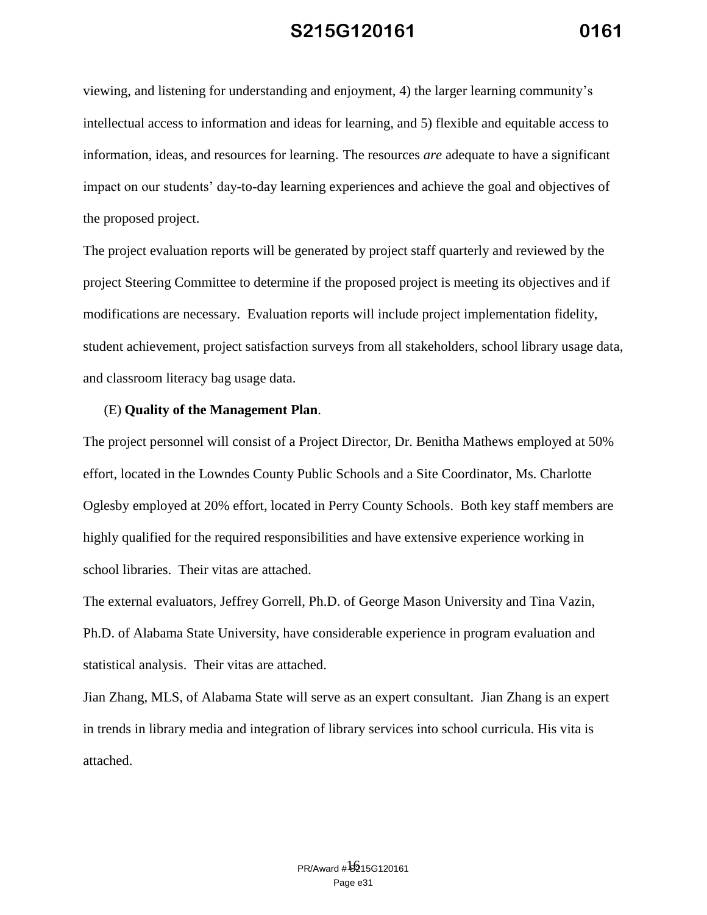viewing, and listening for understanding and enjoyment, 4) the larger learning community's intellectual access to information and ideas for learning, and 5) flexible and equitable access to information, ideas, and resources for learning. The resources *are* adequate to have a significant impact on our students' day-to-day learning experiences and achieve the goal and objectives of the proposed project.

The project evaluation reports will be generated by project staff quarterly and reviewed by the project Steering Committee to determine if the proposed project is meeting its objectives and if modifications are necessary. Evaluation reports will include project implementation fidelity, student achievement, project satisfaction surveys from all stakeholders, school library usage data, and classroom literacy bag usage data.

(E) **Quality of the Management Plan**.

The project personnel will consist of a Project Director, Dr. Benitha Mathews employed at 50% effort, located in the Lowndes County Public Schools and a Site Coordinator, Ms. Charlotte Oglesby employed at 20% effort, located in Perry County Schools. Both key staff members are highly qualified for the required responsibilities and have extensive experience working in school libraries. Their vitas are attached.

The external evaluators, Jeffrey Gorrell, Ph.D. of George Mason University and Tina Vazin, Ph.D. of Alabama State University, have considerable experience in program evaluation and statistical analysis. Their vitas are attached.

Jian Zhang, MLS, of Alabama State will serve as an expert consultant. Jian Zhang is an expert in trends in library media and integration of library services into school curricula. His vita is attached.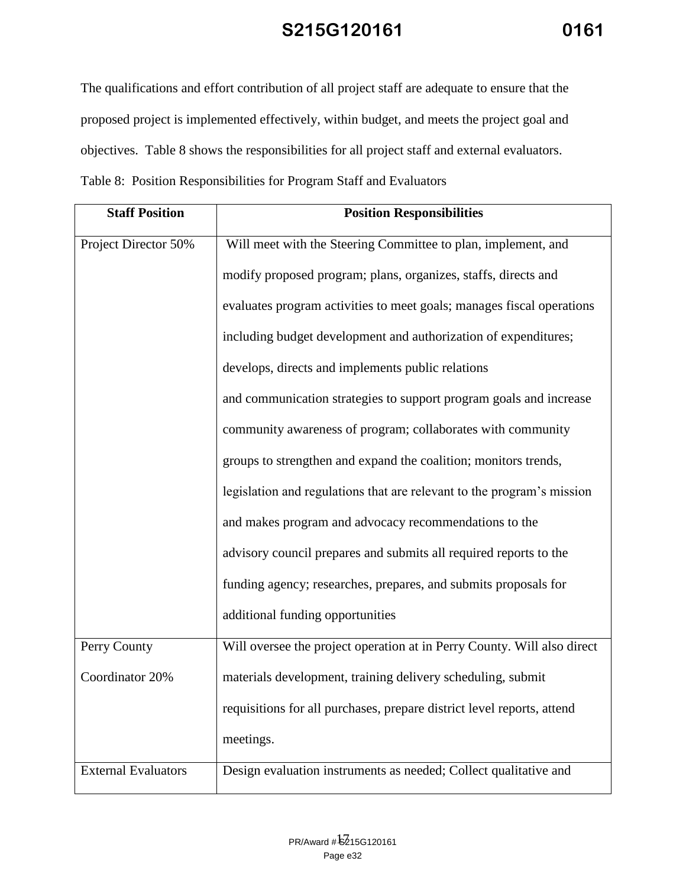The qualifications and effort contribution of all project staff are adequate to ensure that the proposed project is implemented effectively, within budget, and meets the project goal and objectives. Table 8 shows the responsibilities for all project staff and external evaluators.

Table 8: Position Responsibilities for Program Staff and Evaluators

| Staff Position | Position Responsibilities |
|---|---|
| Project Director 50% | Will meet with the Steering Committee to plan, implement, and modify proposed program; plans, organizes, staffs, directs and evaluates program activities to meet goals; manages fiscal operations including budget development and authorization of expenditures; develops, directs and implements public relations and communication strategies to support program goals and increase community awareness of program; collaborates with community groups to strengthen and expand the coalition; monitors trends, legislation and regulations that are relevant to the program's mission and makes program and advocacy recommendations to the advisory council prepares and submits all required reports to the funding agency; researches, prepares, and submits proposals for additional funding opportunities |
| Perry County Coordinator 20% | Will oversee the project operation at in Perry County. Will also direct materials development, training delivery scheduling, submit requisitions for all purchases, prepare district level reports, attend meetings. |
| External Evaluators | Design evaluation instruments as needed; Collect qualitative and |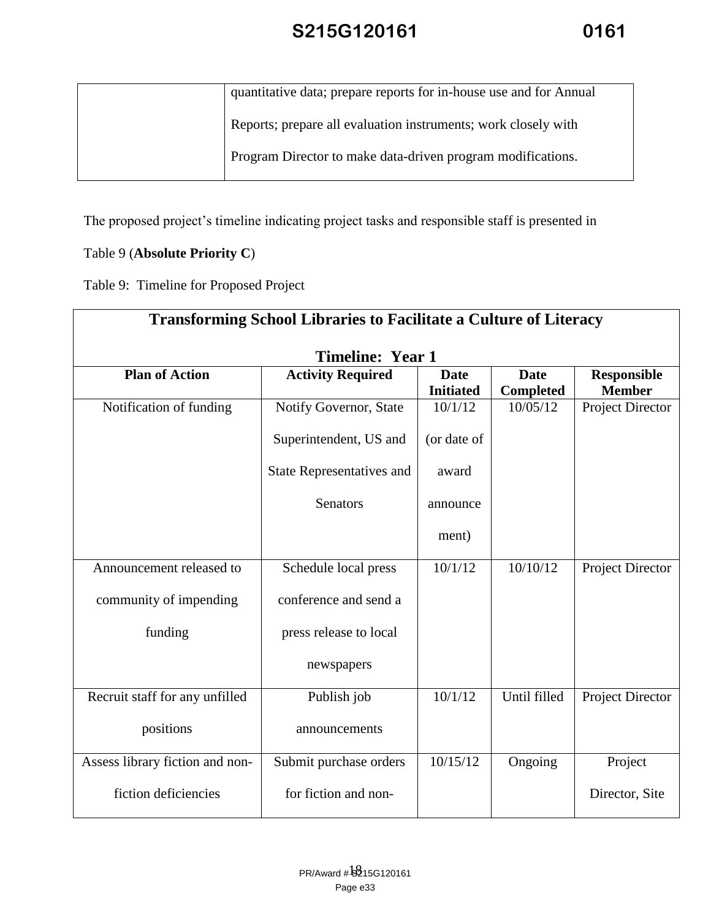| | quantitative data; prepare reports for in-house use and for Annual Reports; prepare all evaluation instruments; work closely with Program Director to make data-driven program modifications. |
|---|---|

The proposed project's timeline indicating project tasks and responsible staff is presented in Table 9 (**Absolute Priority C**)

Table 9: Timeline for Proposed Project

| **Transforming School Libraries to Facilitate a Culture of Literacy<br><br>Timeline: Year 1** | | | | |
|---|---|---|---|---|
| **Plan of Action** | **Activity Required** | **Date Initiated** | **Date Completed** | **Responsible Member** |
| Notification of funding | Notify Governor, State Superintendent, US and State Representatives and Senators | 10/1/12 (or date of award announcement) | 10/05/12 | Project Director |
| Announcement released to community of impending funding | Schedule local press conference and send a press release to local newspapers | 10/1/12 | 10/10/12 | Project Director |
| Recruit staff for any unfilled positions | Publish job announcements | 10/1/12 | Until filled | Project Director |
| Assess library fiction and non-fiction deficiencies | Submit purchase orders for fiction and non- | 10/15/12 | Ongoing | Project Director, Site |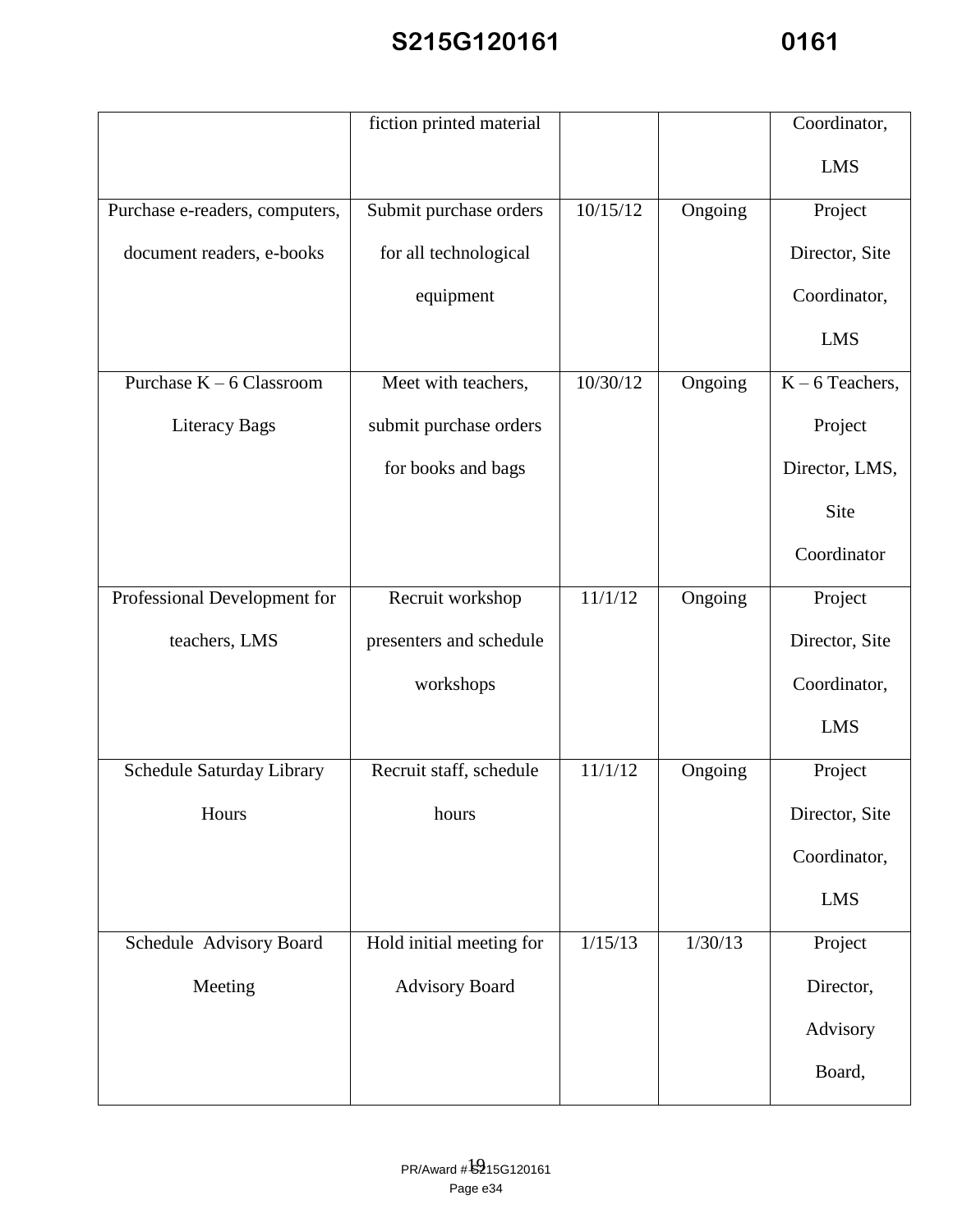| | fiction printed material | | | Coordinator, LMS |
|---|---|---|---|---|
| Purchase e-readers, computers, document readers, e-books | Submit purchase orders for all technological equipment | 10/15/12 | Ongoing | Project Director, Site Coordinator, LMS |
| Purchase K – 6 Classroom Literacy Bags | Meet with teachers, submit purchase orders for books and bags | 10/30/12 | Ongoing | K – 6 Teachers, Project Director, LMS, Site Coordinator |
| Professional Development for teachers, LMS | Recruit workshop presenters and schedule workshops | 11/1/12 | Ongoing | Project Director, Site Coordinator, LMS |
| Schedule Saturday Library Hours | Recruit staff, schedule hours | 11/1/12 | Ongoing | Project Director, Site Coordinator, LMS |
| Schedule Advisory Board Meeting | Hold initial meeting for Advisory Board | 1/15/13 | 1/30/13 | Project Director, Advisory Board, |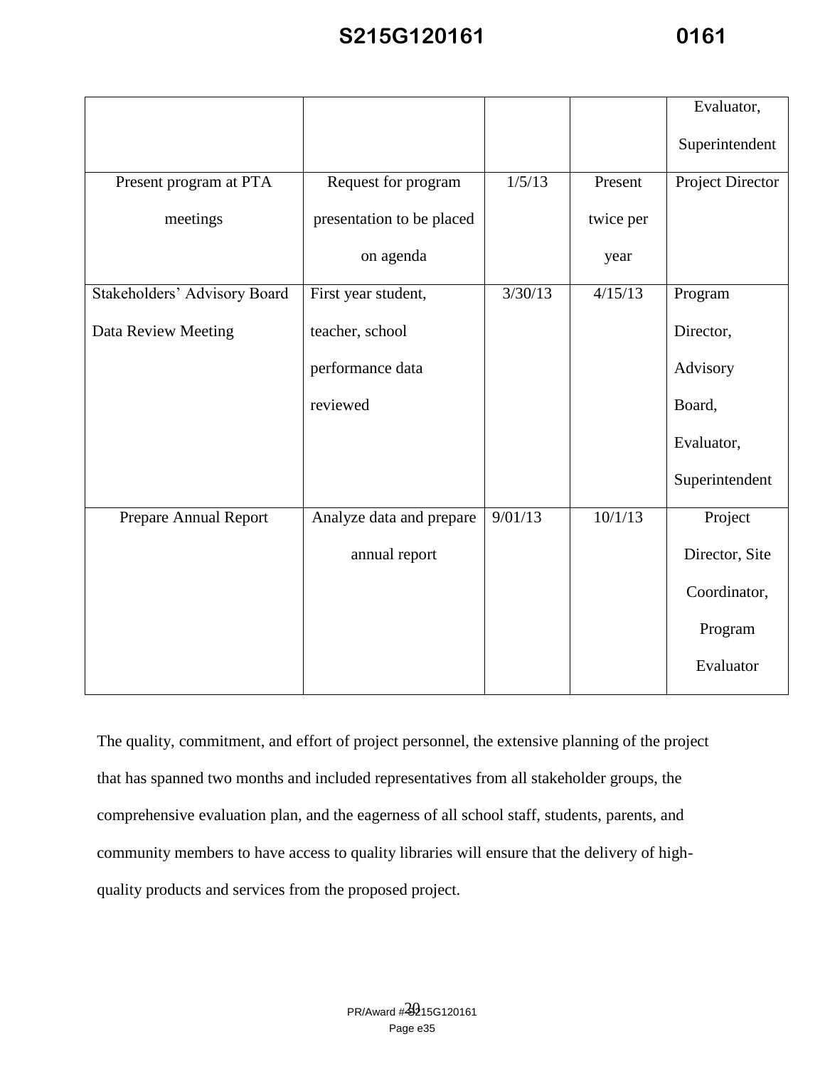| | | | | Evaluator, Superintendent |
|---|---|---|---|---|
| Present program at PTA meetings | Request for program presentation to be placed on agenda | 1/5/13 | Present twice per year | Project Director |
| Stakeholders' Advisory Board Data Review Meeting | First year student, teacher, school performance data reviewed | 3/30/13 | 4/15/13 | Program Director, Advisory Board, Evaluator, Superintendent |
| Prepare Annual Report | Analyze data and prepare annual report | 9/01/13 | 10/1/13 | Project Director, Site Coordinator, Program Evaluator |

The quality, commitment, and effort of project personnel, the extensive planning of the project that has spanned two months and included representatives from all stakeholder groups, the comprehensive evaluation plan, and the eagerness of all school staff, students, parents, and community members to have access to quality libraries will ensure that the delivery of high-quality products and services from the proposed project.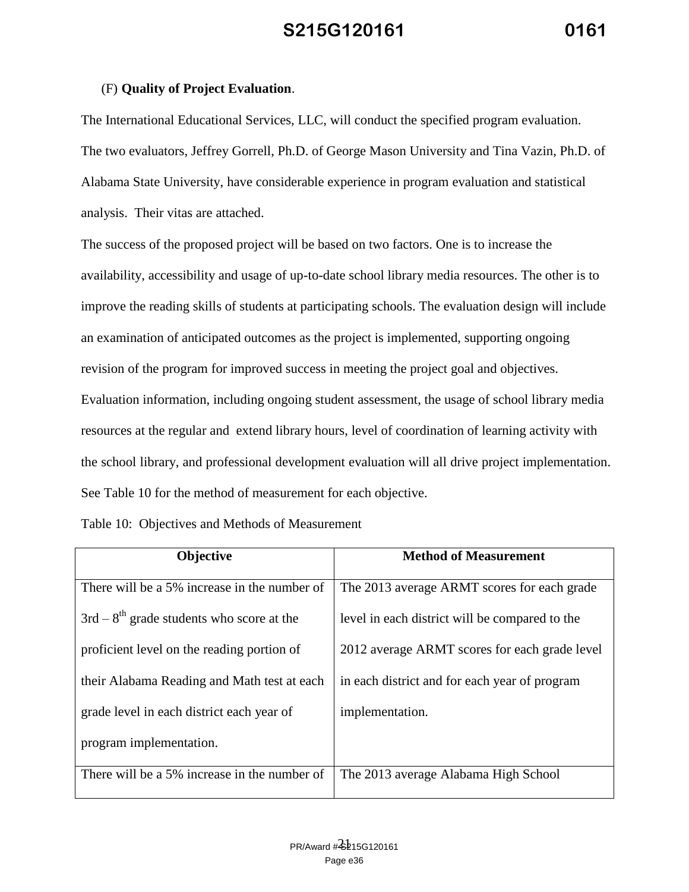(F) **Quality of Project Evaluation**.

The International Educational Services, LLC, will conduct the specified program evaluation. The two evaluators, Jeffrey Gorrell, Ph.D. of George Mason University and Tina Vazin, Ph.D. of Alabama State University, have considerable experience in program evaluation and statistical analysis. Their vitas are attached.

The success of the proposed project will be based on two factors. One is to increase the availability, accessibility and usage of up-to-date school library media resources. The other is to improve the reading skills of students at participating schools. The evaluation design will include an examination of anticipated outcomes as the project is implemented, supporting ongoing revision of the program for improved success in meeting the project goal and objectives. Evaluation information, including ongoing student assessment, the usage of school library media resources at the regular and extend library hours, level of coordination of learning activity with the school library, and professional development evaluation will all drive project implementation. See Table 10 for the method of measurement for each objective.

Table 10: Objectives and Methods of Measurement

| Objective | Method of Measurement |
|---|---|
| There will be a 5% increase in the number of 3rd – 8th grade students who score at the proficient level on the reading portion of their Alabama Reading and Math test at each grade level in each district each year of program implementation. | The 2013 average ARMT scores for each grade level in each district will be compared to the 2012 average ARMT scores for each grade level in each district and for each year of program implementation. |
| There will be a 5% increase in the number of | The 2013 average Alabama High School |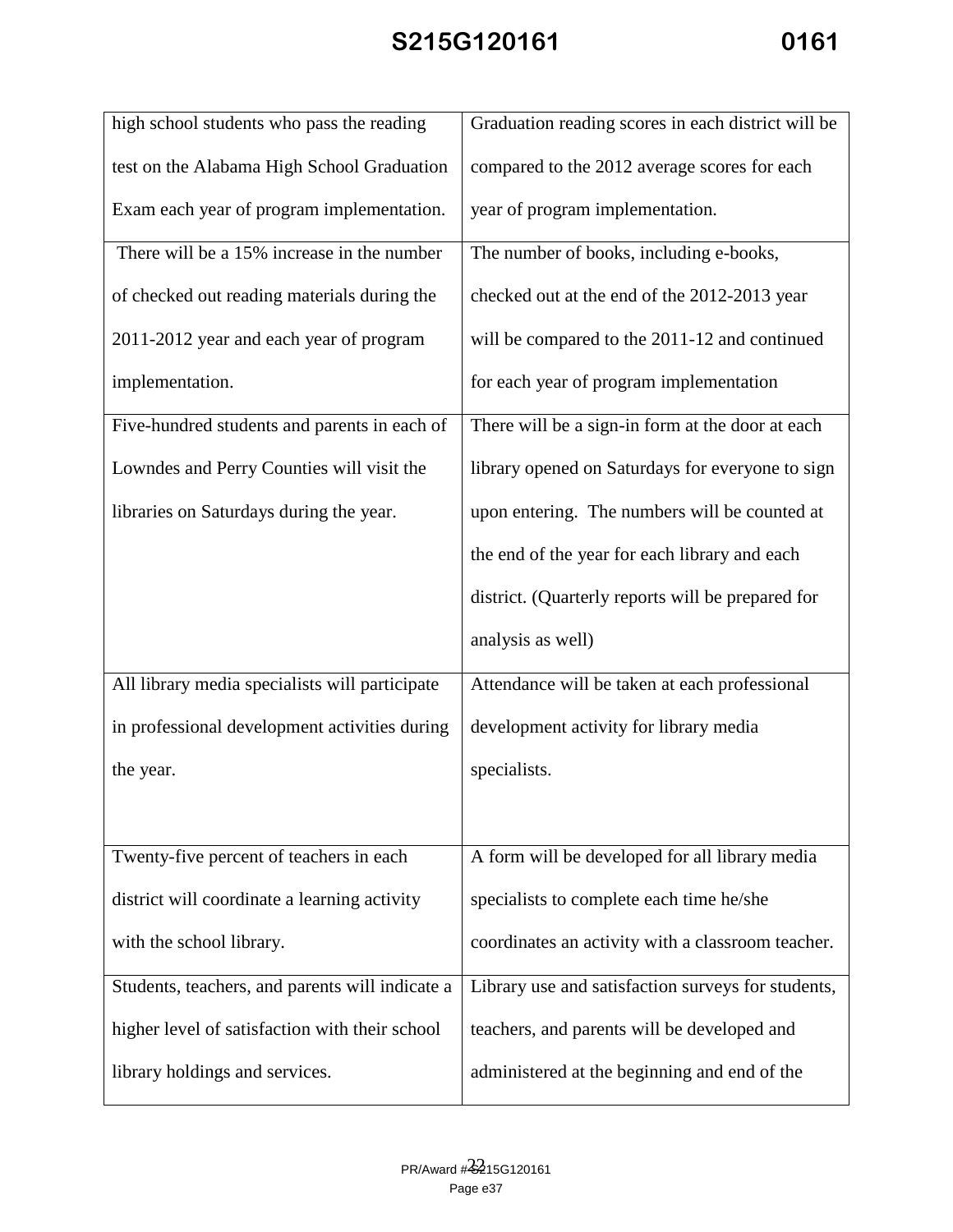| | |
|---|---|
| high school students who pass the reading test on the Alabama High School Graduation Exam each year of program implementation. | Graduation reading scores in each district will be compared to the 2012 average scores for each year of program implementation. |
| There will be a 15% increase in the number of checked out reading materials during the 2011-2012 year and each year of program implementation. | The number of books, including e-books, checked out at the end of the 2012-2013 year will be compared to the 2011-12 and continued for each year of program implementation |
| Five-hundred students and parents in each of Lowndes and Perry Counties will visit the libraries on Saturdays during the year. | There will be a sign-in form at the door at each library opened on Saturdays for everyone to sign upon entering. The numbers will be counted at the end of the year for each library and each district. (Quarterly reports will be prepared for analysis as well) |
| All library media specialists will participate in professional development activities during the year. | Attendance will be taken at each professional development activity for library media specialists. |
| Twenty-five percent of teachers in each district will coordinate a learning activity with the school library. | A form will be developed for all library media specialists to complete each time he/she coordinates an activity with a classroom teacher. |
| Students, teachers, and parents will indicate a higher level of satisfaction with their school library holdings and services. | Library use and satisfaction surveys for students, teachers, and parents will be developed and administered at the beginning and end of the |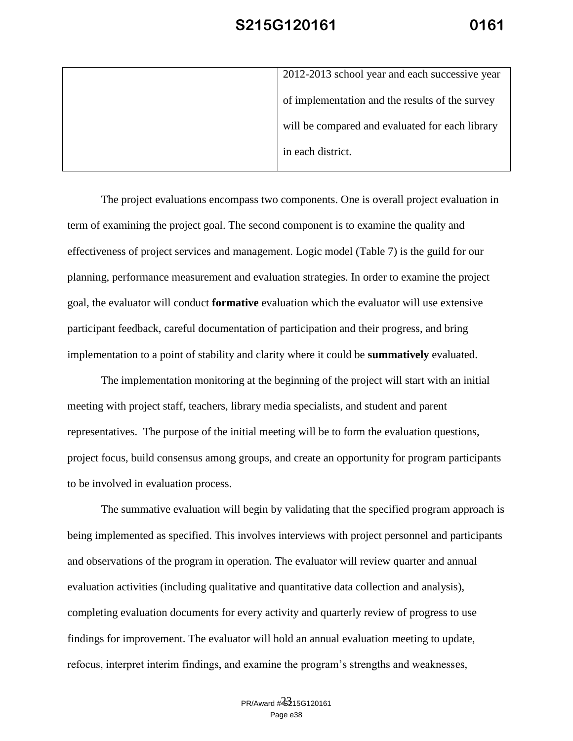| | |
|---|---|
| | 2012-2013 school year and each successive year of implementation and the results of the survey will be compared and evaluated for each library in each district. |

The project evaluations encompass two components. One is overall project evaluation in term of examining the project goal. The second component is to examine the quality and effectiveness of project services and management. Logic model (Table 7) is the guild for our planning, performance measurement and evaluation strategies. In order to examine the project goal, the evaluator will conduct **formative** evaluation which the evaluator will use extensive participant feedback, careful documentation of participation and their progress, and bring implementation to a point of stability and clarity where it could be **summatively** evaluated.

The implementation monitoring at the beginning of the project will start with an initial meeting with project staff, teachers, library media specialists, and student and parent representatives. The purpose of the initial meeting will be to form the evaluation questions, project focus, build consensus among groups, and create an opportunity for program participants to be involved in evaluation process.

The summative evaluation will begin by validating that the specified program approach is being implemented as specified. This involves interviews with project personnel and participants and observations of the program in operation. The evaluator will review quarter and annual evaluation activities (including qualitative and quantitative data collection and analysis), completing evaluation documents for every activity and quarterly review of progress to use findings for improvement. The evaluator will hold an annual evaluation meeting to update, refocus, interpret interim findings, and examine the program's strengths and weaknesses,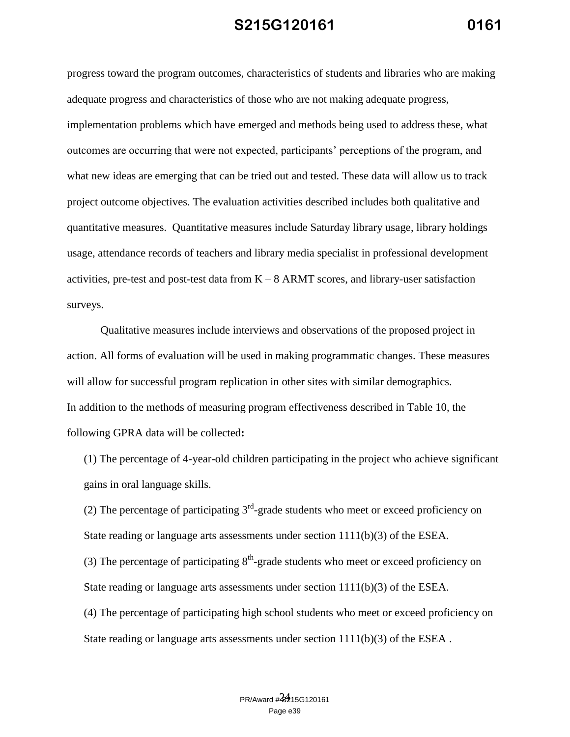progress toward the program outcomes, characteristics of students and libraries who are making adequate progress and characteristics of those who are not making adequate progress, implementation problems which have emerged and methods being used to address these, what outcomes are occurring that were not expected, participants' perceptions of the program, and what new ideas are emerging that can be tried out and tested. These data will allow us to track project outcome objectives. The evaluation activities described includes both qualitative and quantitative measures. Quantitative measures include Saturday library usage, library holdings usage, attendance records of teachers and library media specialist in professional development activities, pre-test and post-test data from K – 8 ARMT scores, and library-user satisfaction surveys.

Qualitative measures include interviews and observations of the proposed project in action. All forms of evaluation will be used in making programmatic changes. These measures will allow for successful program replication in other sites with similar demographics.

In addition to the methods of measuring program effectiveness described in Table 10, the following GPRA data will be collected**:**

(1) The percentage of 4-year-old children participating in the project who achieve significant gains in oral language skills.

(2) The percentage of participating 3rd-grade students who meet or exceed proficiency on State reading or language arts assessments under section 1111(b)(3) of the ESEA.

(3) The percentage of participating 8th-grade students who meet or exceed proficiency on State reading or language arts assessments under section 1111(b)(3) of the ESEA.

(4) The percentage of participating high school students who meet or exceed proficiency on State reading or language arts assessments under section 1111(b)(3) of the ESEA .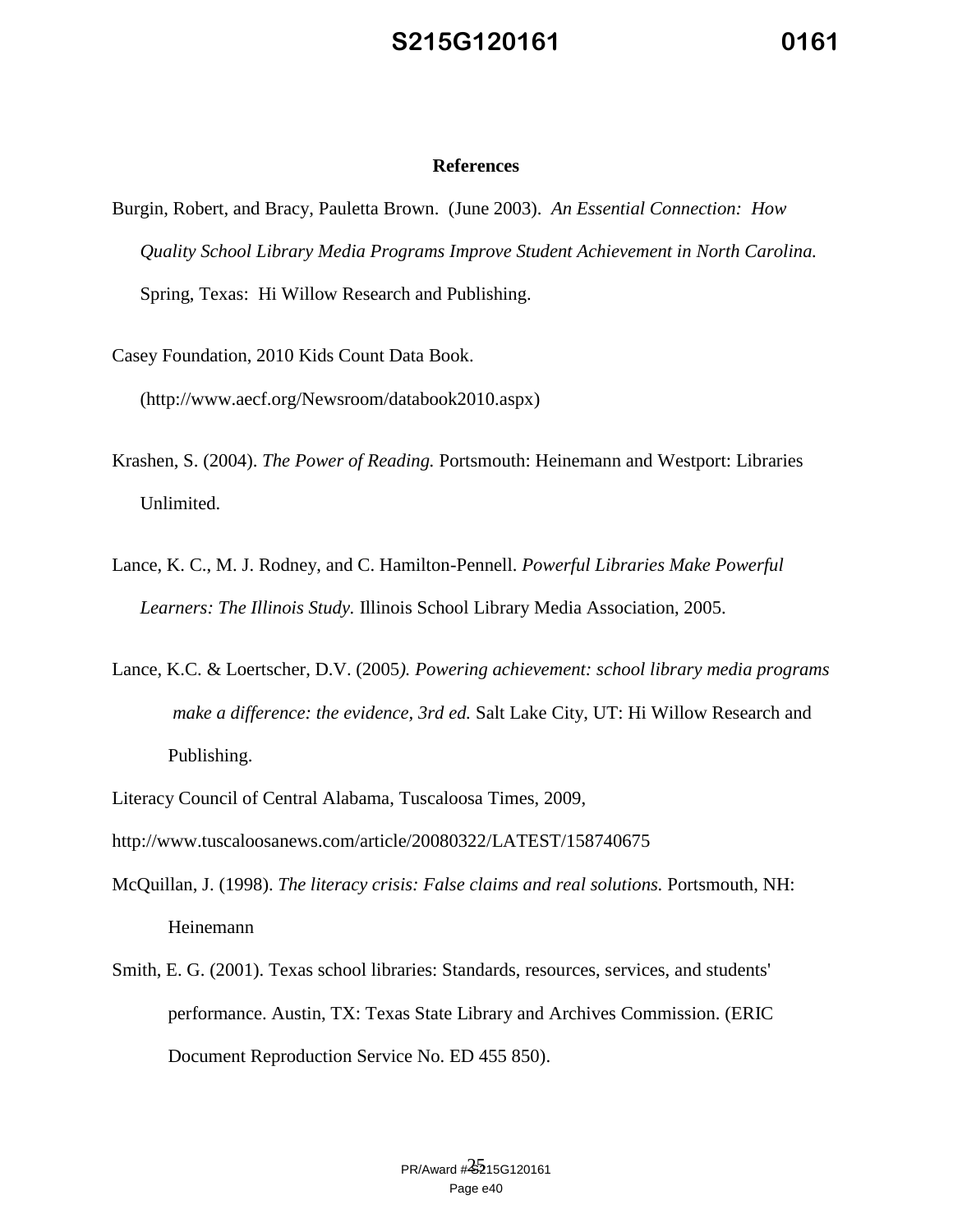**References**

Burgin, Robert, and Bracy, Pauletta Brown. (June 2003). *An Essential Connection: How Quality School Library Media Programs Improve Student Achievement in North Carolina.* Spring, Texas: Hi Willow Research and Publishing.

Casey Foundation, 2010 Kids Count Data Book. (http://www.aecf.org/Newsroom/databook2010.aspx)

Krashen, S. (2004). *The Power of Reading.* Portsmouth: Heinemann and Westport: Libraries Unlimited.

Lance, K. C., M. J. Rodney, and C. Hamilton-Pennell. *Powerful Libraries Make Powerful Learners: The Illinois Study.* Illinois School Library Media Association, 2005.

Lance, K.C. & Loertscher, D.V. (2005*). Powering achievement: school library media programs make a difference: the evidence, 3rd ed.* Salt Lake City, UT: Hi Willow Research and Publishing.

Literacy Council of Central Alabama, Tuscaloosa Times, 2009, http://www.tuscaloosanews.com/article/20080322/LATEST/158740675

McQuillan, J. (1998). *The literacy crisis: False claims and real solutions.* Portsmouth, NH: Heinemann

Smith, E. G. (2001). Texas school libraries: Standards, resources, services, and students' performance. Austin, TX: Texas State Library and Archives Commission. (ERIC Document Reproduction Service No. ED 455 850).